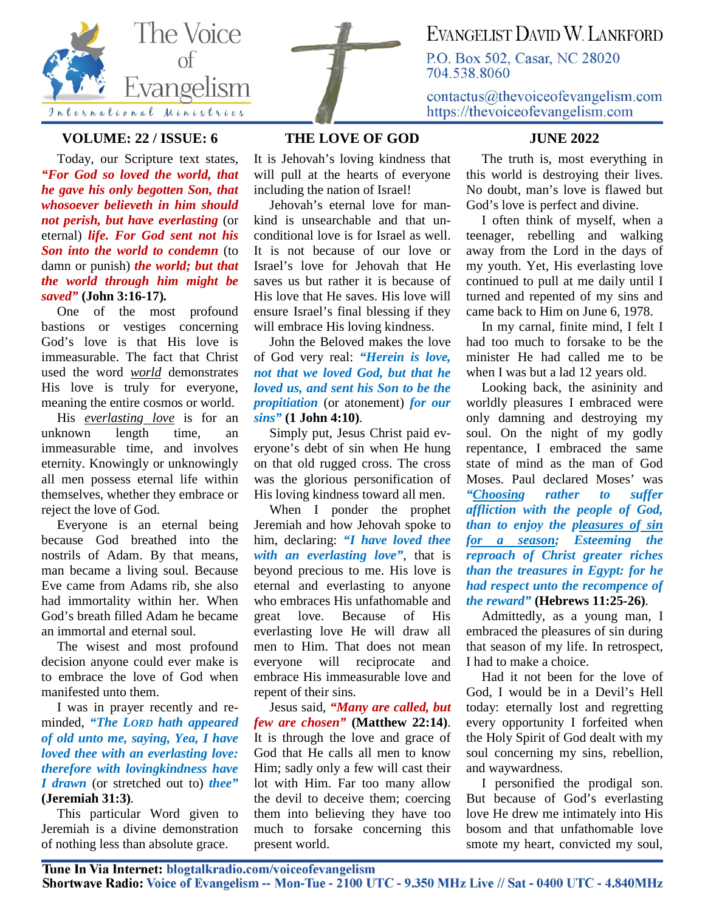# The Voice of Evangelism

International Ministries

EVANGELIST DAVID W. LANKFORD
P.O. Box 502, Casar, NC 28020
704.538.8060
contactus@thevoiceofevangelism.com
https://thevoiceofevangelism.com

**VOLUME: 22 / ISSUE: 6** | **THE LOVE OF GOD** | **JUNE 2022**

## THE LOVE OF GOD

Today, our Scripture text states, ***"For God so loved the world, that he gave his only begotten Son, that whosoever believeth in him should not perish, but have everlasting*** (or eternal) ***life. For God sent not his Son into the world to condemn*** (to damn or punish) ***the world; but that the world through him might be saved"*** **(John 3:16-17).**

One of the most profound bastions or vestiges concerning God's love is that His love is immeasurable. The fact that Christ used the word world demonstrates His love is truly for everyone, meaning the entire cosmos or world.

His everlasting love is for an unknown length time, an immeasurable time, and involves eternity. Knowingly or unknowingly all men possess eternal life within themselves, whether they embrace or reject the love of God.

Everyone is an eternal being because God breathed into the nostrils of Adam. By that means, man became a living soul. Because Eve came from Adams rib, she also had immortality within her. When God's breath filled Adam he became an immortal and eternal soul.

The wisest and most profound decision anyone could ever make is to embrace the love of God when manifested unto them.

I was in prayer recently and reminded, ***"The LORD hath appeared of old unto me, saying, Yea, I have loved thee with an everlasting love: therefore with lovingkindness have I drawn*** (or stretched out to) ***thee"*** **(Jeremiah 31:3)**.

This particular Word given to Jeremiah is a divine demonstration of nothing less than absolute grace. It is Jehovah's loving kindness that will pull at the hearts of everyone including the nation of Israel!

Jehovah's eternal love for mankind is unsearchable and that unconditional love is for Israel as well. It is not because of our love or Israel's love for Jehovah that He saves us but rather it is because of His love that He saves. His love will ensure Israel's final blessing if they will embrace His loving kindness.

John the Beloved makes the love of God very real: ***"Herein is love, not that we loved God, but that he loved us, and sent his Son to be the propitiation*** (or atonement) ***for our sins"*** **(1 John 4:10)**.

Simply put, Jesus Christ paid everyone's debt of sin when He hung on that old rugged cross. The cross was the glorious personification of His loving kindness toward all men.

When I ponder the prophet Jeremiah and how Jehovah spoke to him, declaring: ***"I have loved thee with an everlasting love"***, that is beyond precious to me. His love is eternal and everlasting to anyone who embraces His unfathomable and great love. Because of His everlasting love He will draw all men to Him. That does not mean everyone will reciprocate and embrace His immeasurable love and repent of their sins.

Jesus said, ***"Many are called, but few are chosen"*** **(Matthew 22:14)**. It is through the love and grace of God that He calls all men to know Him; sadly only a few will cast their lot with Him. Far too many allow the devil to deceive them; coercing them into believing they have too much to forsake concerning this present world.

The truth is, most everything in this world is destroying their lives. No doubt, man's love is flawed but God's love is perfect and divine.

I often think of myself, when a teenager, rebelling and walking away from the Lord in the days of my youth. Yet, His everlasting love continued to pull at me daily until I turned and repented of my sins and came back to Him on June 6, 1978.

In my carnal, finite mind, I felt I had too much to forsake to be the minister He had called me to be when I was but a lad 12 years old.

Looking back, the asininity and worldly pleasures I embraced were only damning and destroying my soul. On the night of my godly repentance, I embraced the same state of mind as the man of God Moses. Paul declared Moses' was ***"Choosing rather to suffer affliction with the people of God, than to enjoy the pleasures of sin for a season; Esteeming the reproach of Christ greater riches than the treasures in Egypt: for he had respect unto the recompence of the reward"*** **(Hebrews 11:25-26)**.

Admittedly, as a young man, I embraced the pleasures of sin during that season of my life. In retrospect, I had to make a choice.

Had it not been for the love of God, I would be in a Devil's Hell today: eternally lost and regretting every opportunity I forfeited when the Holy Spirit of God dealt with my soul concerning my sins, rebellion, and waywardness.

I personified the prodigal son. But because of God's everlasting love He drew me intimately into His bosom and that unfathomable love smote my heart, convicted my soul,

**Tune In Via Internet:** blogtalkradio.com/voiceofevangelism
**Shortwave Radio:** Voice of Evangelism -- Mon-Tue - 2100 UTC - 9.350 MHz Live // Sat - 0400 UTC - 4.840MHz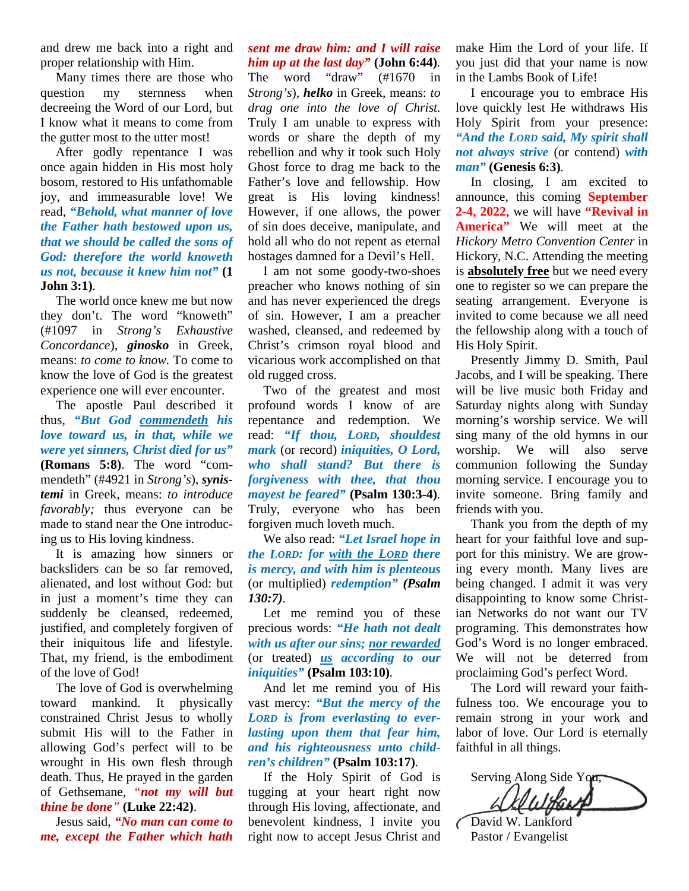and drew me back into a right and proper relationship with Him.

Many times there are those who question my sternness when decreeing the Word of our Lord, but I know what it means to come from the gutter most to the utter most!

After godly repentance I was once again hidden in His most holy bosom, restored to His unfathomable joy, and immeasurable love! We read, ***"Behold, what manner of love the Father hath bestowed upon us, that we should be called the sons of God: therefore the world knoweth us not, because it knew him not"*** **(1 John 3:1)**.

The world once knew me but now they don't. The word "knoweth" (#1097 in *Strong's Exhaustive Concordance*), ***ginosko*** in Greek, means: *to come to know.* To come to know the love of God is the greatest experience one will ever encounter.

The apostle Paul described it thus, ***"But God commendeth his love toward us, in that, while we were yet sinners, Christ died for us"*** **(Romans 5:8)**. The word "commendeth" (#4921 in *Strong's*), ***synistemi*** in Greek, means: *to introduce favorably;* thus everyone can be made to stand near the One introducing us to His loving kindness.

It is amazing how sinners or backsliders can be so far removed, alienated, and lost without God: but in just a moment's time they can suddenly be cleansed, redeemed, justified, and completely forgiven of their iniquitous life and lifestyle. That, my friend, is the embodiment of the love of God!

The love of God is overwhelming toward mankind. It physically constrained Christ Jesus to wholly submit His will to the Father in allowing God's perfect will to be wrought in His own flesh through death. Thus, He prayed in the garden of Gethsemane, ***"not my will but thine be done"*** **(Luke 22:42)**.

Jesus said, ***"No man can come to me, except the Father which hath sent me draw him: and I will raise him up at the last day"*** **(John 6:44)**. The word "draw" (#1670 in *Strong's*), ***helko*** in Greek, means: *to drag one into the love of Christ.* Truly I am unable to express with words or share the depth of my rebellion and why it took such Holy Ghost force to drag me back to the Father's love and fellowship. How great is His loving kindness! However, if one allows, the power of sin does deceive, manipulate, and hold all who do not repent as eternal hostages damned for a Devil's Hell.

I am not some goody-two-shoes preacher who knows nothing of sin and has never experienced the dregs of sin. However, I am a preacher washed, cleansed, and redeemed by Christ's crimson royal blood and vicarious work accomplished on that old rugged cross.

Two of the greatest and most profound words I know of are repentance and redemption. We read: ***"If thou, LORD, shouldest mark*** (or record) ***iniquities, O Lord, who shall stand? But there is forgiveness with thee, that thou mayest be feared"*** **(Psalm 130:3-4)**. Truly, everyone who has been forgiven much loveth much.

We also read: ***"Let Israel hope in the LORD: for with the LORD there is mercy, and with him is plenteous*** (or multiplied) ***redemption"*** ***(Psalm 130:7)***.

Let me remind you of these precious words: ***"He hath not dealt with us after our sins; nor rewarded*** (or treated) ***us according to our iniquities"*** **(Psalm 103:10)**.

And let me remind you of His vast mercy: ***"But the mercy of the LORD is from everlasting to everlasting upon them that fear him, and his righteousness unto children's children"*** **(Psalm 103:17)**.

If the Holy Spirit of God is tugging at your heart right now through His loving, affectionate, and benevolent kindness, I invite you right now to accept Jesus Christ and make Him the Lord of your life. If you just did that your name is now in the Lambs Book of Life!

I encourage you to embrace His love quickly lest He withdraws His Holy Spirit from your presence: ***"And the LORD said, My spirit shall not always strive*** (or contend) ***with man"*** **(Genesis 6:3)**.

In closing, I am excited to announce, this coming **September 2-4, 2022**, we will have **"Revival in America"** We will meet at the *Hickory Metro Convention Center* in Hickory, N.C. Attending the meeting is **absolutely free** but we need every one to register so we can prepare the seating arrangement. Everyone is invited to come because we all need the fellowship along with a touch of His Holy Spirit.

Presently Jimmy D. Smith, Paul Jacobs, and I will be speaking. There will be live music both Friday and Saturday nights along with Sunday morning's worship service. We will sing many of the old hymns in our worship. We will also serve communion following the Sunday morning service. I encourage you to invite someone. Bring family and friends with you.

Thank you from the depth of my heart for your faithful love and support for this ministry. We are growing every month. Many lives are being changed. I admit it was very disappointing to know some Christian Networks do not want our TV programing. This demonstrates how God's Word is no longer embraced. We will not be deterred from proclaiming God's perfect Word.

The Lord will reward your faithfulness too. We encourage you to remain strong in your work and labor of love. Our Lord is eternally faithful in all things.

Serving Along Side You,

David W. Lankford
Pastor / Evangelist